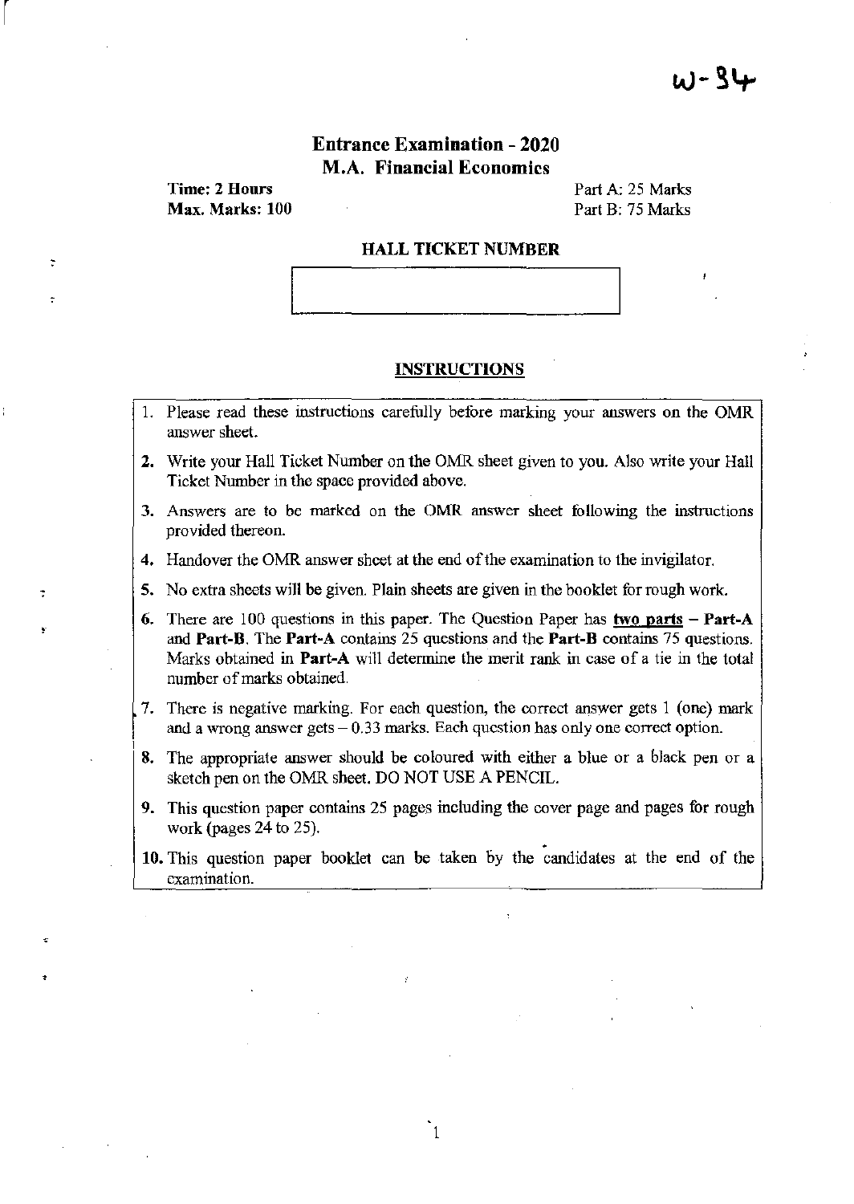W-34

# Entrance Examination - 2020

## M.A. Financial Economics

**Time: 2 Hours**
**Max. Marks: 100**

Part A: 25 Marks
Part B: 75 Marks

### HALL TICKET NUMBER

| |
|---|
| |

### INSTRUCTIONS

1. Please read these instructions carefully before marking your answers on the OMR answer sheet.
2. Write your Hall Ticket Number on the OMR sheet given to you. Also write your Hall Ticket Number in the space provided above.
3. Answers are to be marked on the OMR answer sheet following the instructions provided thereon.
4. Handover the OMR answer sheet at the end of the examination to the invigilator.
5. No extra sheets will be given. Plain sheets are given in the booklet for rough work.
6. There are 100 questions in this paper. The Question Paper has **two parts** – **Part-A** and **Part-B**. The **Part-A** contains 25 questions and the **Part-B** contains 75 questions. Marks obtained in **Part-A** will determine the merit rank in case of a tie in the total number of marks obtained.
7. There is negative marking. For each question, the correct answer gets 1 (one) mark and a wrong answer gets – 0.33 marks. Each question has only one correct option.
8. The appropriate answer should be coloured with either a blue or a black pen or a sketch pen on the OMR sheet. DO NOT USE A PENCIL.
9. This question paper contains 25 pages including the cover page and pages for rough work (pages 24 to 25).
10. This question paper booklet can be taken by the candidates at the end of the examination.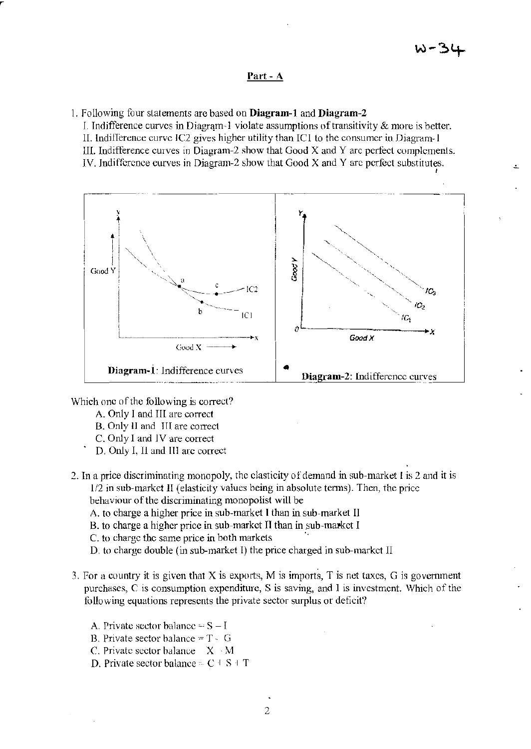W-34

## Part - A

1. Following four statements are based on **Diagram-1** and **Diagram-2**

   I. Indifference curves in Diagram-1 violate assumptions of transitivity & more is better.

   II. Indifference curve IC2 gives higher utility than IC1 to the consumer in Diagram-1

   III. Indifference curves in Diagram-2 show that Good X and Y are perfect complements.

   IV. Indifference curves in Diagram-2 show that Good X and Y are perfect substitutes.

**Diagram-1**: Indifference curves

**Diagram-2**: Indifference curves

Which one of the following is correct?

A. Only I and III are correct

B. Only II and III are correct

C. Only I and IV are correct

D. Only I, II and III are correct

2. In a price discriminating monopoly, the elasticity of demand in sub-market I is 2 and it is 1/2 in sub-market II (elasticity values being in absolute terms). Then, the price behaviour of the discriminating monopolist will be

   A. to charge a higher price in sub-market I than in sub-market II

   B. to charge a higher price in sub-market II than in sub-market I

   C. to charge the same price in both markets

   D. to charge double (in sub-market I) the price charged in sub-market II

3. For a country it is given that X is exports, M is imports, T is net taxes, G is government purchases, C is consumption expenditure, S is saving, and I is investment. Which of the following equations represents the private sector surplus or deficit?

   A. Private sector balance = S – I

   B. Private sector balance = T – G

   C. Private sector balance = X – M

   D. Private sector balance = C + S + T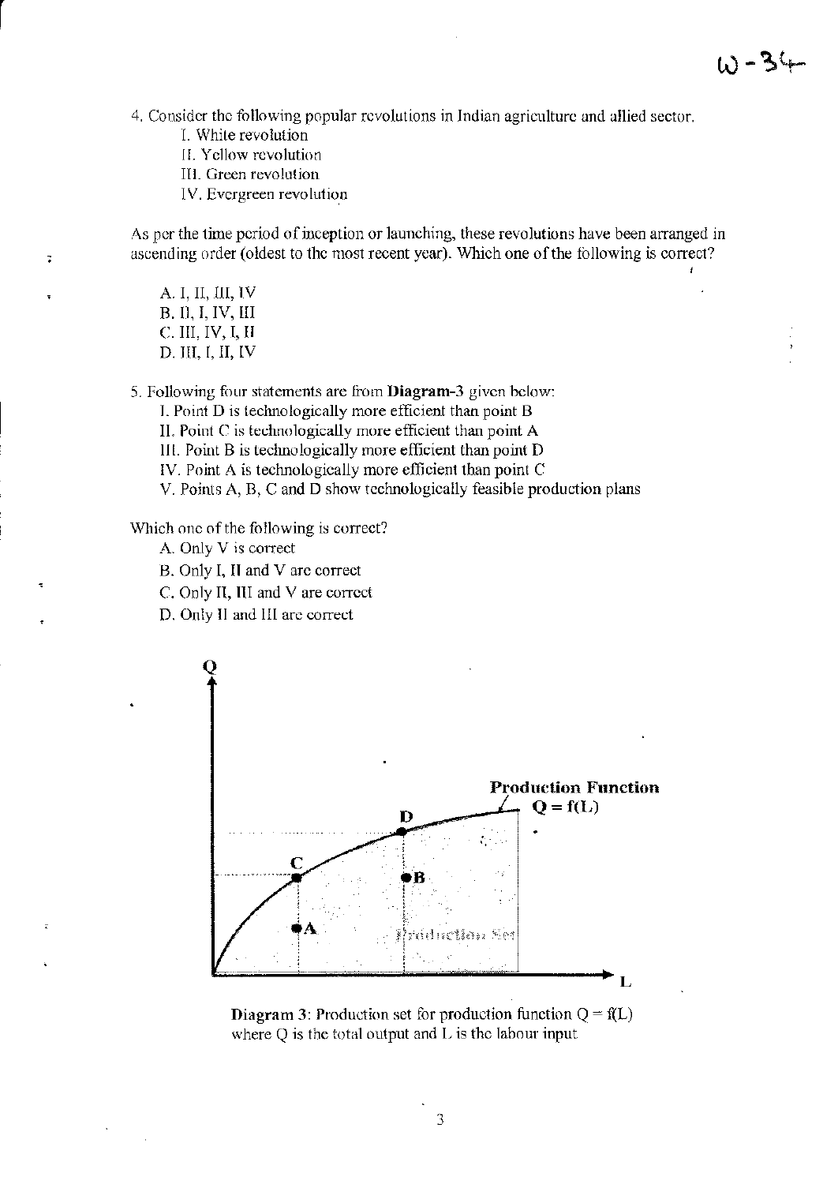4. Consider the following popular revolutions in Indian agriculture and allied sector.

   I. White revolution
   II. Yellow revolution
   III. Green revolution
   IV. Evergreen revolution

As per the time period of inception or launching, these revolutions have been arranged in ascending order (oldest to the most recent year). Which one of the following is correct?

   A. I, II, III, IV
   B. II, I, IV, III
   C. III, IV, I, II
   D. III, I, II, IV

5. Following four statements are from **Diagram-3** given below:

   I. Point D is technologically more efficient than point B
   II. Point C is technologically more efficient than point A
   III. Point B is technologically more efficient than point D
   IV. Point A is technologically more efficient than point C
   V. Points A, B, C and D show technologically feasible production plans

Which one of the following is correct?

   A. Only V is correct
   B. Only I, II and V are correct
   C. Only II, III and V are correct
   D. Only II and III are correct

**Diagram 3**: Production set for production function $Q = f(L)$ where Q is the total output and L is the labour input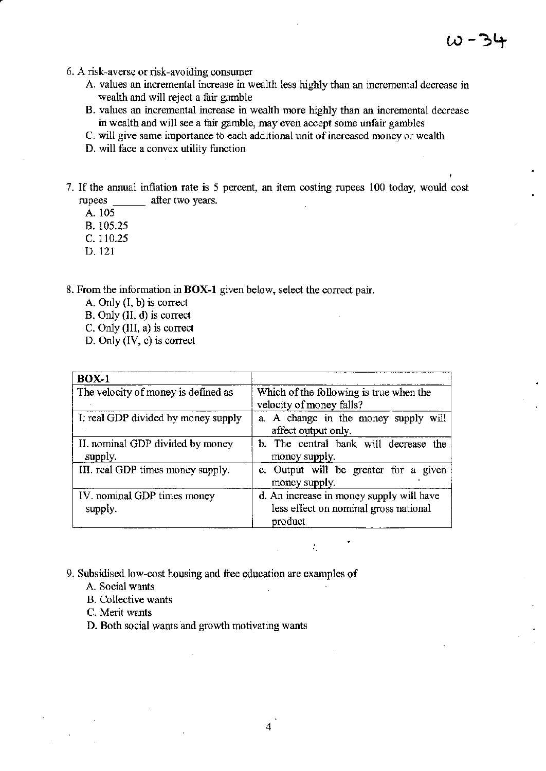W-34

6. A risk-averse or risk-avoiding consumer
   A. values an incremental increase in wealth less highly than an incremental decrease in wealth and will reject a fair gamble
   B. values an incremental increase in wealth more highly than an incremental decrease in wealth and will see a fair gamble, may even accept some unfair gambles
   C. will give same importance to each additional unit of increased money or wealth
   D. will face a convex utility function

7. If the annual inflation rate is 5 percent, an item costing rupees 100 today, would cost rupees ______ after two years.
   A. 105
   B. 105.25
   C. 110.25
   D. 121

8. From the information in **BOX-1** given below, select the correct pair.
   A. Only (I, b) is correct
   B. Only (II, d) is correct
   C. Only (III, a) is correct
   D. Only (IV, c) is correct

| **BOX-1** | |
|---|---|
| The velocity of money is defined as | Which of the following is true when the velocity of money falls? |
| I. real GDP divided by money supply | a. A change in the money supply will affect output only. |
| II. nominal GDP divided by money supply. | b. The central bank will decrease the money supply. |
| III. real GDP times money supply. | c. Output will be greater for a given money supply. |
| IV. nominal GDP times money supply. | d. An increase in money supply will have less effect on nominal gross national product |

9. Subsidised low-cost housing and free education are examples of
   A. Social wants
   B. Collective wants
   C. Merit wants
   D. Both social wants and growth motivating wants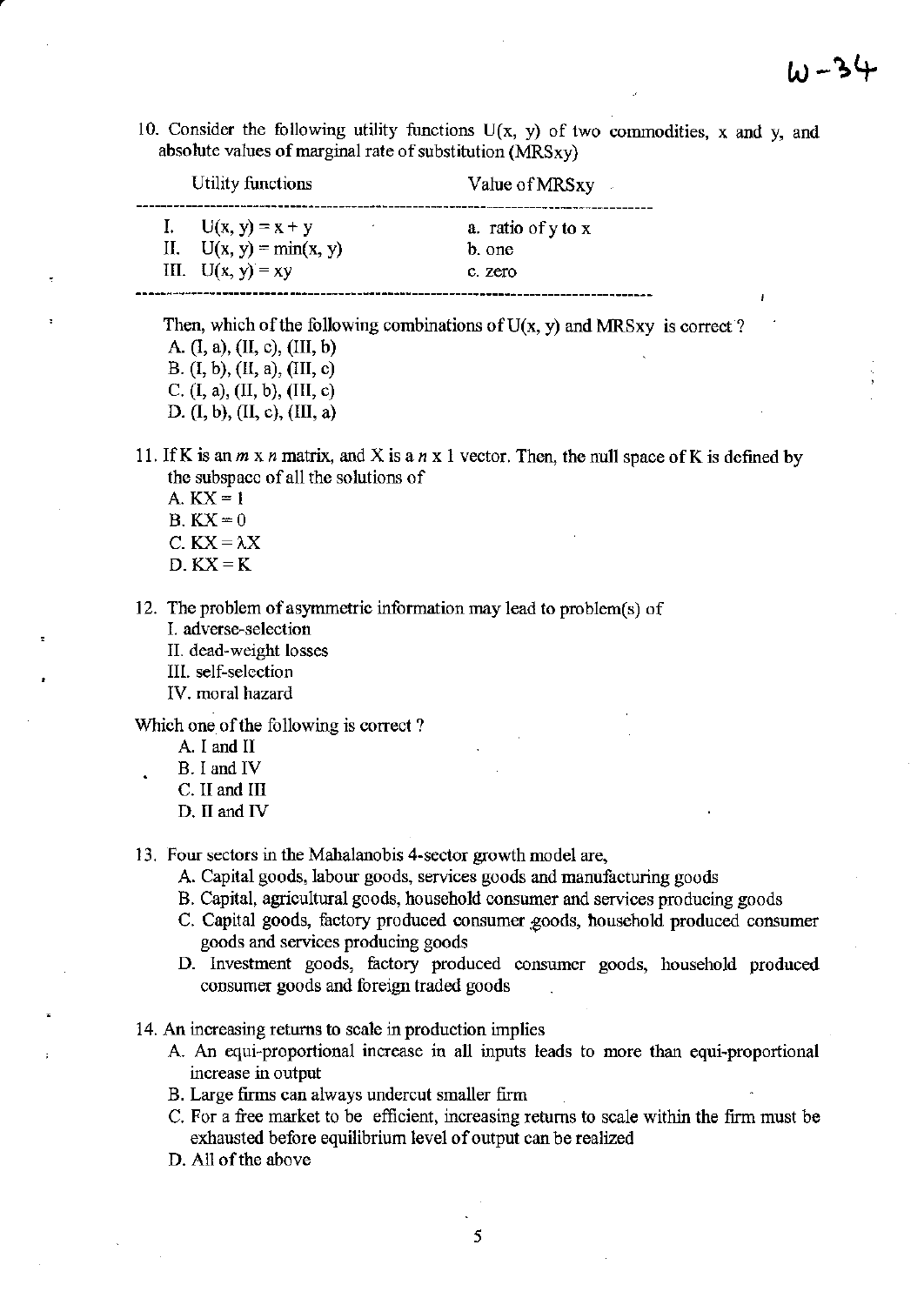W-34

10. Consider the following utility functions $U(x, y)$ of two commodities, x and y, and absolute values of marginal rate of substitution ($MRS_{xy}$)

| Utility functions | Value of $MRS_{xy}$ |
|---|---|
| I. $U(x, y) = x + y$ | a. ratio of y to x |
| II. $U(x, y) = \min(x, y)$ | b. one |
| III. $U(x, y) = xy$ | c. zero |

Then, which of the following combinations of $U(x, y)$ and $MRS_{xy}$ is correct ?

A. (I, a), (II, c), (III, b)
B. (I, b), (II, a), (III, c)
C. (I, a), (II, b), (III, c)
D. (I, b), (II, c), (III, a)

11. If K is an $m \times n$ matrix, and X is a $n \times 1$ vector. Then, the null space of K is defined by the subspace of all the solutions of

A. $KX = 1$
B. $KX = 0$
C. $KX = \lambda X$
D. $KX = K$

12. The problem of asymmetric information may lead to problem(s) of

I. adverse-selection
II. dead-weight losses
III. self-selection
IV. moral hazard

Which one of the following is correct ?

A. I and II
B. I and IV
C. II and III
D. II and IV

13. Four sectors in the Mahalanobis 4-sector growth model are,

A. Capital goods, labour goods, services goods and manufacturing goods
B. Capital, agricultural goods, household consumer and services producing goods
C. Capital goods, factory produced consumer goods, household produced consumer goods and services producing goods
D. Investment goods, factory produced consumer goods, household produced consumer goods and foreign traded goods

14. An increasing returns to scale in production implies

A. An equi-proportional increase in all inputs leads to more than equi-proportional increase in output
B. Large firms can always undercut smaller firm
C. For a free market to be efficient, increasing returns to scale within the firm must be exhausted before equilibrium level of output can be realized
D. All of the above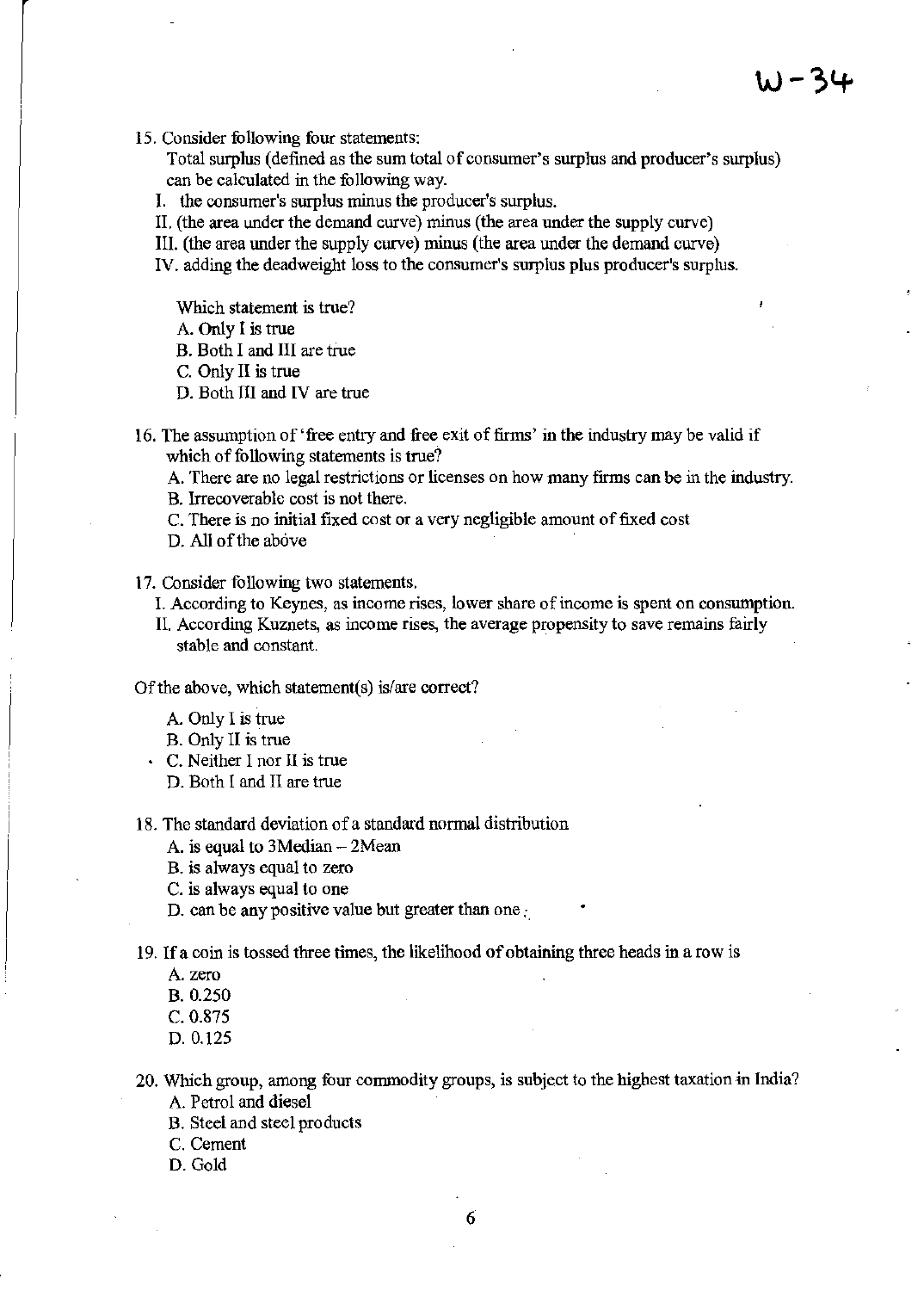15. Consider following four statements:

    Total surplus (defined as the sum total of consumer's surplus and producer's surplus) can be calculated in the following way.

    I. the consumer's surplus minus the producer's surplus.

    II. (the area under the demand curve) minus (the area under the supply curve)

    III. (the area under the supply curve) minus (the area under the demand curve)

    IV. adding the deadweight loss to the consumer's surplus plus producer's surplus.

    Which statement is true?

    A. Only I is true

    B. Both I and III are true

    C. Only II is true

    D. Both III and IV are true

16. The assumption of 'free entry and free exit of firms' in the industry may be valid if which of following statements is true?

    A. There are no legal restrictions or licenses on how many firms can be in the industry.

    B. Irrecoverable cost is not there.

    C. There is no initial fixed cost or a very negligible amount of fixed cost

    D. All of the above

17. Consider following two statements.

    I. According to Keynes, as income rises, lower share of income is spent on consumption.

    II. According Kuznets, as income rises, the average propensity to save remains fairly stable and constant.

Of the above, which statement(s) is/are correct?

A. Only I is true

B. Only II is true

C. Neither I nor II is true

D. Both I and II are true

18. The standard deviation of a standard normal distribution

    A. is equal to 3Median – 2Mean

    B. is always equal to zero

    C. is always equal to one

    D. can be any positive value but greater than one

19. If a coin is tossed three times, the likelihood of obtaining three heads in a row is

    A. zero

    B. 0.250

    C. 0.875

    D. 0.125

20. Which group, among four commodity groups, is subject to the highest taxation in India?

    A. Petrol and diesel

    B. Steel and steel products

    C. Cement

    D. Gold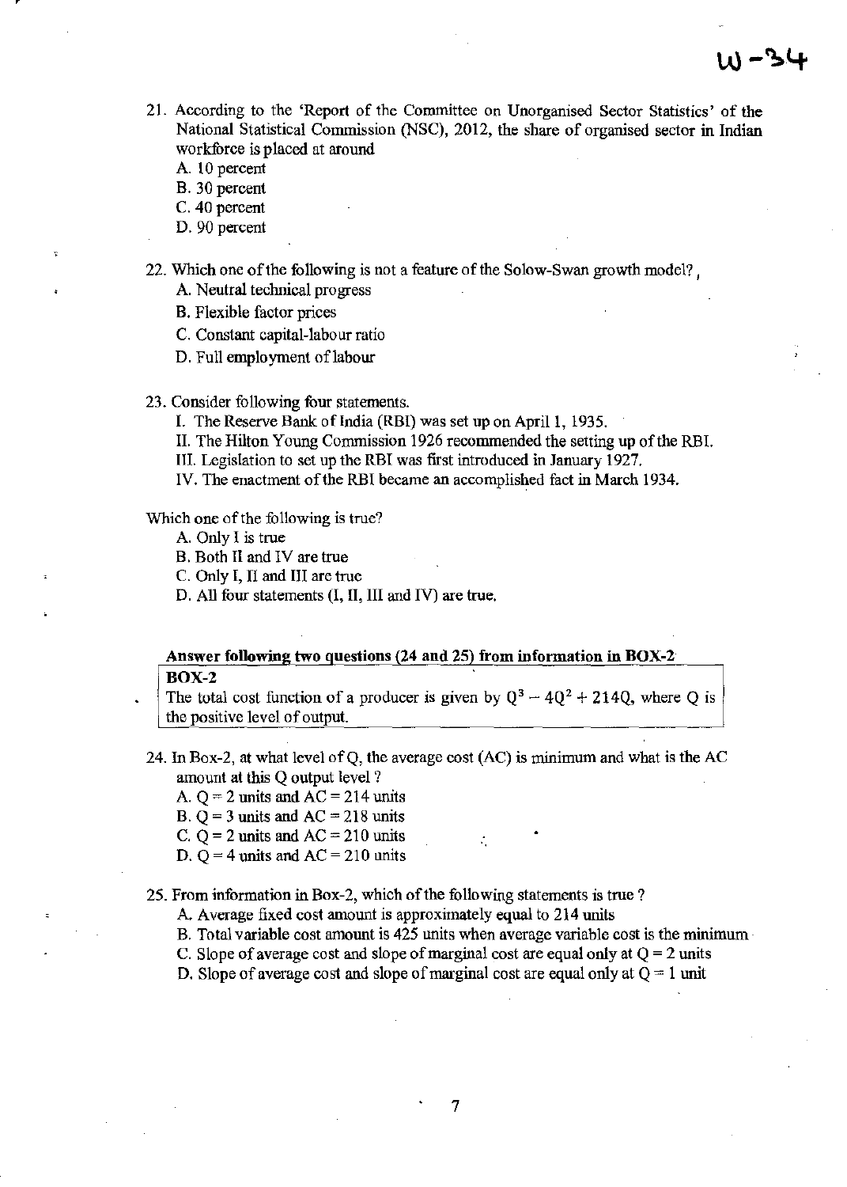21. According to the 'Report of the Committee on Unorganised Sector Statistics' of the National Statistical Commission (NSC), 2012, the share of organised sector in Indian workforce is placed at around
    - A. 10 percent
    - B. 30 percent
    - C. 40 percent
    - D. 90 percent

22. Which one of the following is not a feature of the Solow-Swan growth model?
    - A. Neutral technical progress
    - B. Flexible factor prices
    - C. Constant capital-labour ratio
    - D. Full employment of labour

23. Consider following four statements.
    - I. The Reserve Bank of India (RBI) was set up on April 1, 1935.
    - II. The Hilton Young Commission 1926 recommended the setting up of the RBI.
    - III. Legislation to set up the RBI was first introduced in January 1927.
    - IV. The enactment of the RBI became an accomplished fact in March 1934.

Which one of the following is true?
- A. Only I is true
- B. Both II and IV are true
- C. Only I, II and III are true
- D. All four statements (I, II, III and IV) are true.

**Answer following two questions (24 and 25) from information in BOX-2**

**BOX-2**

The total cost function of a producer is given by $Q^3 - 4Q^2 + 214Q$, where Q is the positive level of output.

24. In Box-2, at what level of Q, the average cost (AC) is minimum and what is the AC amount at this Q output level ?
    - A. Q = 2 units and AC = 214 units
    - B. Q = 3 units and AC = 218 units
    - C. Q = 2 units and AC = 210 units
    - D. Q = 4 units and AC = 210 units

25. From information in Box-2, which of the following statements is true ?
    - A. Average fixed cost amount is approximately equal to 214 units
    - B. Total variable cost amount is 425 units when average variable cost is the minimum
    - C. Slope of average cost and slope of marginal cost are equal only at Q = 2 units
    - D. Slope of average cost and slope of marginal cost are equal only at Q = 1 unit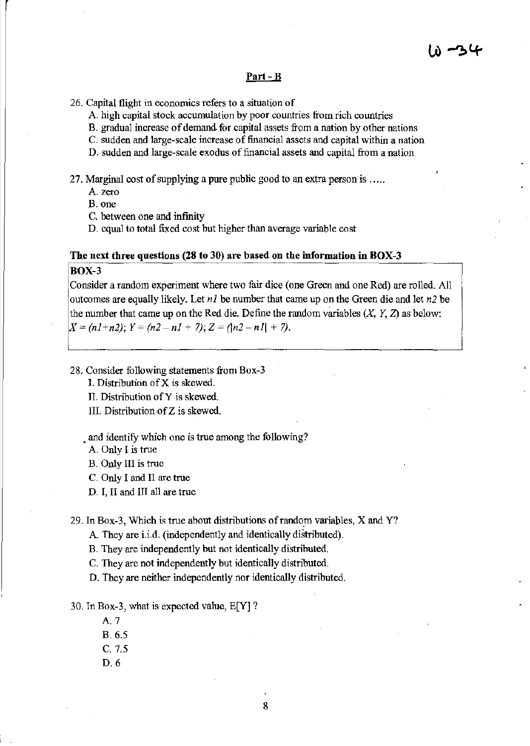W -34

## Part - B

26. Capital flight in economics refers to a situation of
    A. high capital stock accumulation by poor countries from rich countries
    B. gradual increase of demand for capital assets from a nation by other nations
    C. sudden and large-scale increase of financial assets and capital within a nation
    D. sudden and large-scale exodus of financial assets and capital from a nation

27. Marginal cost of supplying a pure public good to an extra person is .....
    A. zero
    B. one
    C. between one and infinity
    D. equal to total fixed cost but higher than average variable cost

**The next three questions (28 to 30) are based on the information in BOX-3**

| **BOX-3** |
|---|
| Consider a random experiment where two fair dice (one Green and one Red) are rolled. All outcomes are equally likely. Let $n1$ be number that came up on the Green die and let $n2$ be the number that came up on the Red die. Define the random variables $(X, Y, Z)$ as below: $X = (n1+n2)$; $Y = (n2 - n1 + 7)$; $Z = (\lvert n2 - n1\rvert + 7)$. |

28. Consider following statements from Box-3
    I. Distribution of X is skewed.
    II. Distribution of Y is skewed.
    III. Distribution of Z is skewed.

    and identify which one is true among the following?
    A. Only I is true
    B. Only III is true
    C. Only I and II are true
    D. I, II and III all are true

29. In Box-3, Which is true about distributions of random variables, X and Y?
    A. They are i.i.d. (independently and identically distributed).
    B. They are independently but not identically distributed.
    C. They are not independently but identically distributed.
    D. They are neither independently nor identically distributed.

30. In Box-3, what is expected value, E[Y] ?
    A. 7
    B. 6.5
    C. 7.5
    D. 6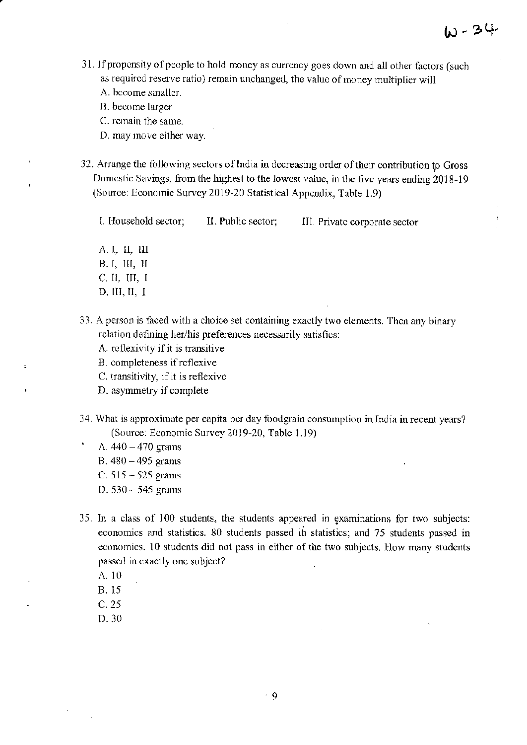W - 34

31. If propensity of people to hold money as currency goes down and all other factors (such as required reserve ratio) remain unchanged, the value of money multiplier will
    A. become smaller.
    B. become larger
    C. remain the same.
    D. may move either way.

32. Arrange the following sectors of India in decreasing order of their contribution to Gross Domestic Savings, from the highest to the lowest value, in the five years ending 2018-19 (Source: Economic Survey 2019-20 Statistical Appendix, Table 1.9)

    I. Household sector;   II. Public sector;   III. Private corporate sector

    A. I, II, III
    B. I, III, II
    C. II, III, I
    D. III, II, I

33. A person is faced with a choice set containing exactly two elements. Then any binary relation defining her/his preferences necessarily satisfies:
    A. reflexivity if it is transitive
    B. completeness if reflexive
    C. transitivity, if it is reflexive
    D. asymmetry if complete

34. What is approximate per capita per day foodgrain consumption in India in recent years? (Source: Economic Survey 2019-20, Table 1.19)
    A. 440 – 470 grams
    B. 480 – 495 grams
    C. 515 – 525 grams
    D. 530 – 545 grams

35. In a class of 100 students, the students appeared in examinations for two subjects: economics and statistics. 80 students passed in statistics; and 75 students passed in economics. 10 students did not pass in either of the two subjects. How many students passed in exactly one subject?
    A. 10
    B. 15
    C. 25
    D. 30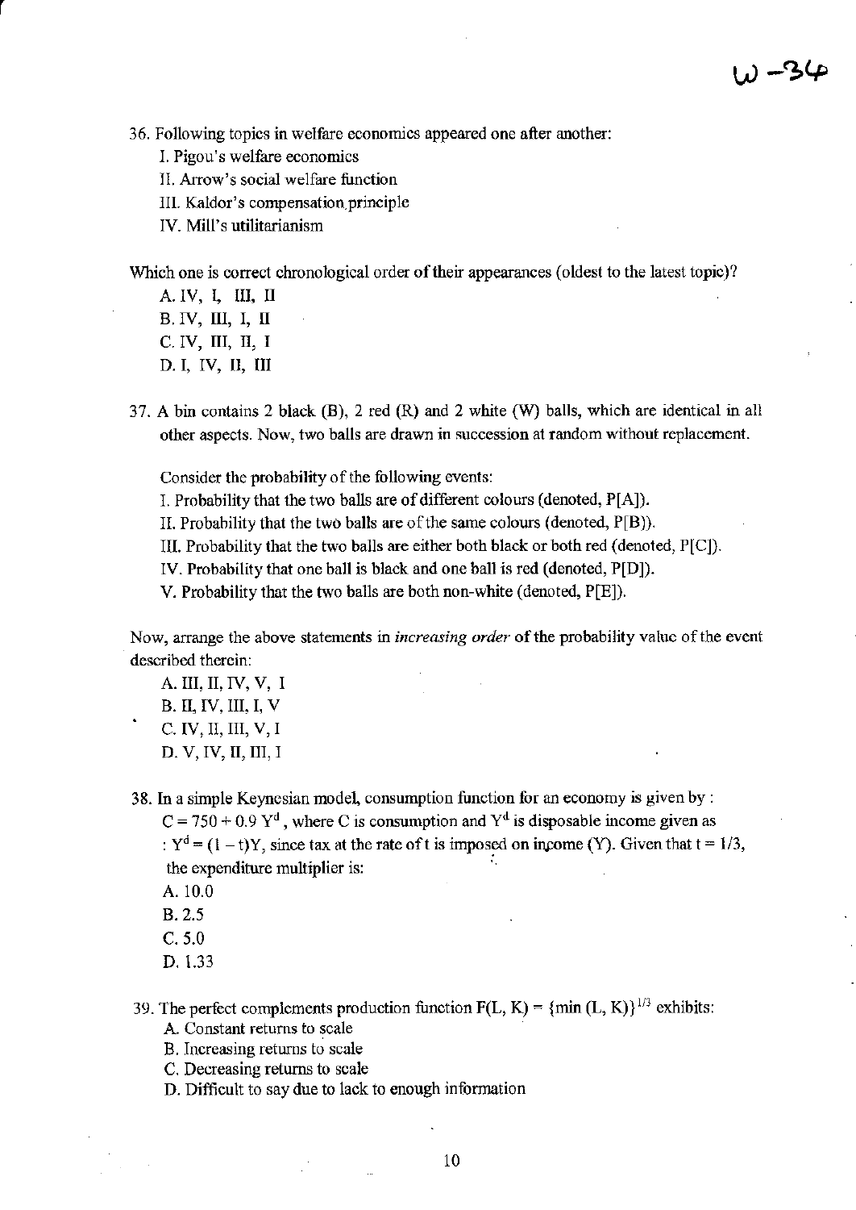36. Following topics in welfare economics appeared one after another:

    I. Pigou's welfare economics

    II. Arrow's social welfare function

    III. Kaldor's compensation principle

    IV. Mill's utilitarianism

Which one is correct chronological order of their appearances (oldest to the latest topic)?

A. IV, I, III, II

B. IV, III, I, II

C. IV, III, II, I

D. I, IV, II, III

37. A bin contains 2 black (B), 2 red (R) and 2 white (W) balls, which are identical in all other aspects. Now, two balls are drawn in succession at random without replacement.

    Consider the probability of the following events:

    I. Probability that the two balls are of different colours (denoted, P[A]).

    II. Probability that the two balls are of the same colours (denoted, P[B]).

    III. Probability that the two balls are either both black or both red (denoted, P[C]).

    IV. Probability that one ball is black and one ball is red (denoted, P[D]).

    V. Probability that the two balls are both non-white (denoted, P[E]).

Now, arrange the above statements in *increasing order* of the probability value of the event described therein:

A. III, II, IV, V, I

B. II, IV, III, I, V

C. IV, II, III, V, I

D. V, IV, II, III, I

38. In a simple Keynesian model, consumption function for an economy is given by : $C = 750 + 0.9\, Y^d$, where C is consumption and $Y^d$ is disposable income given as : $Y^d = (1 - t)Y$, since tax at the rate of t is imposed on income (Y). Given that $t = 1/3$, the expenditure multiplier is:

A. 10.0

B. 2.5

C. 5.0

D. 1.33

39. The perfect complements production function $F(L, K) = \{\min(L, K)\}^{1/3}$ exhibits:

A. Constant returns to scale

B. Increasing returns to scale

C. Decreasing returns to scale

D. Difficult to say due to lack to enough information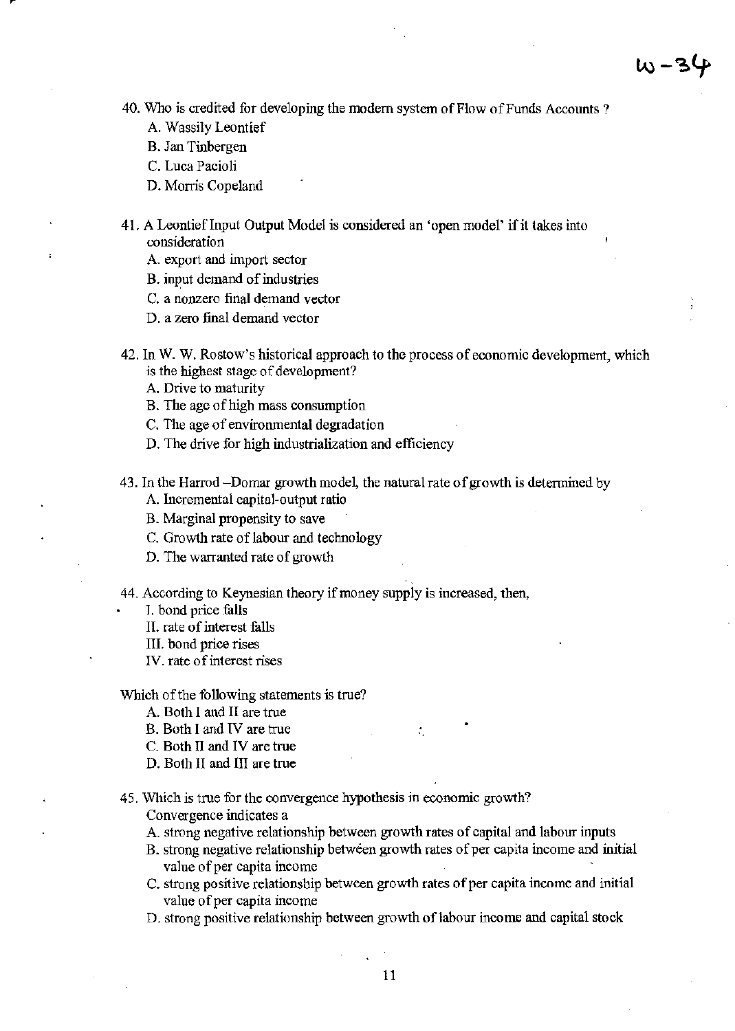W-34

40. Who is credited for developing the modern system of Flow of Funds Accounts ?
    A. Wassily Leontief
    B. Jan Tinbergen
    C. Luca Pacioli
    D. Morris Copeland

41. A Leontief Input Output Model is considered an 'open model' if it takes into consideration
    A. export and import sector
    B. input demand of industries
    C. a nonzero final demand vector
    D. a zero final demand vector

42. In W. W. Rostow's historical approach to the process of economic development, which is the highest stage of development?
    A. Drive to maturity
    B. The age of high mass consumption
    C. The age of environmental degradation
    D. The drive for high industrialization and efficiency

43. In the Harrod –Domar growth model, the natural rate of growth is determined by
    A. Incremental capital-output ratio
    B. Marginal propensity to save
    C. Growth rate of labour and technology
    D. The warranted rate of growth

44. According to Keynesian theory if money supply is increased, then,
    I. bond price falls
    II. rate of interest falls
    III. bond price rises
    IV. rate of interest rises

Which of the following statements is true?
    A. Both I and II are true
    B. Both I and IV are true
    C. Both II and IV are true
    D. Both II and III are true

45. Which is true for the convergence hypothesis in economic growth?
    Convergence indicates a
    A. strong negative relationship between growth rates of capital and labour inputs
    B. strong negative relationship between growth rates of per capita income and initial value of per capita income
    C. strong positive relationship between growth rates of per capita income and initial value of per capita income
    D. strong positive relationship between growth of labour income and capital stock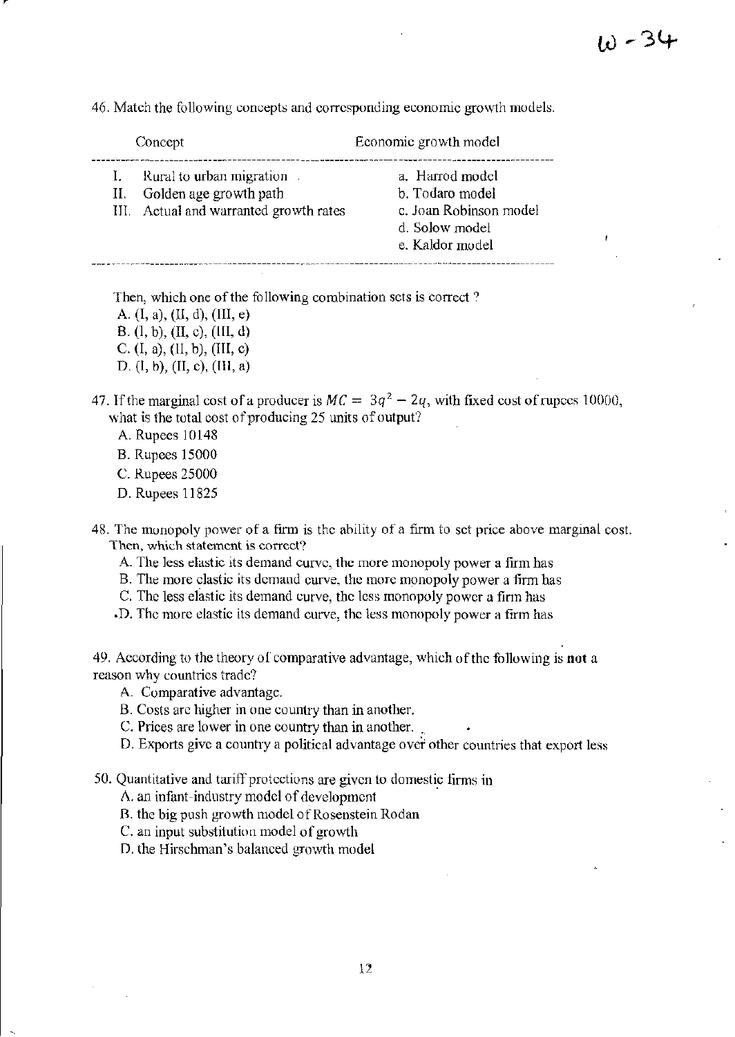46. Match the following concepts and corresponding economic growth models.

| Concept | Economic growth model |
|---|---|
| I. Rural to urban migration | a. Harrod model |
| II. Golden age growth path | b. Todaro model |
| III. Actual and warranted growth rates | c. Joan Robinson model |
| | d. Solow model |
| | e. Kaldor model |

Then, which one of the following combination sets is correct ?

A. (I, a), (II, d), (III, e)
B. (I, b), (II, c), (III, d)
C. (I, a), (II, b), (III, c)
D. (I, b), (II, c), (III, a)

47. If the marginal cost of a producer is $MC = 3q^2 - 2q$, with fixed cost of rupees 10000, what is the total cost of producing 25 units of output?

A. Rupees 10148
B. Rupees 15000
C. Rupees 25000
D. Rupees 11825

48. The monopoly power of a firm is the ability of a firm to set price above marginal cost. Then, which statement is correct?

A. The less elastic its demand curve, the more monopoly power a firm has
B. The more elastic its demand curve, the more monopoly power a firm has
C. The less elastic its demand curve, the less monopoly power a firm has
D. The more elastic its demand curve, the less monopoly power a firm has

49. According to the theory of comparative advantage, which of the following is **not** a reason why countries trade?

A. Comparative advantage.
B. Costs are higher in one country than in another.
C. Prices are lower in one country than in another.
D. Exports give a country a political advantage over other countries that export less

50. Quantitative and tariff protections are given to domestic firms in

A. an infant-industry model of development
B. the big push growth model of Rosenstein Rodan
C. an input substitution model of growth
D. the Hirschman's balanced growth model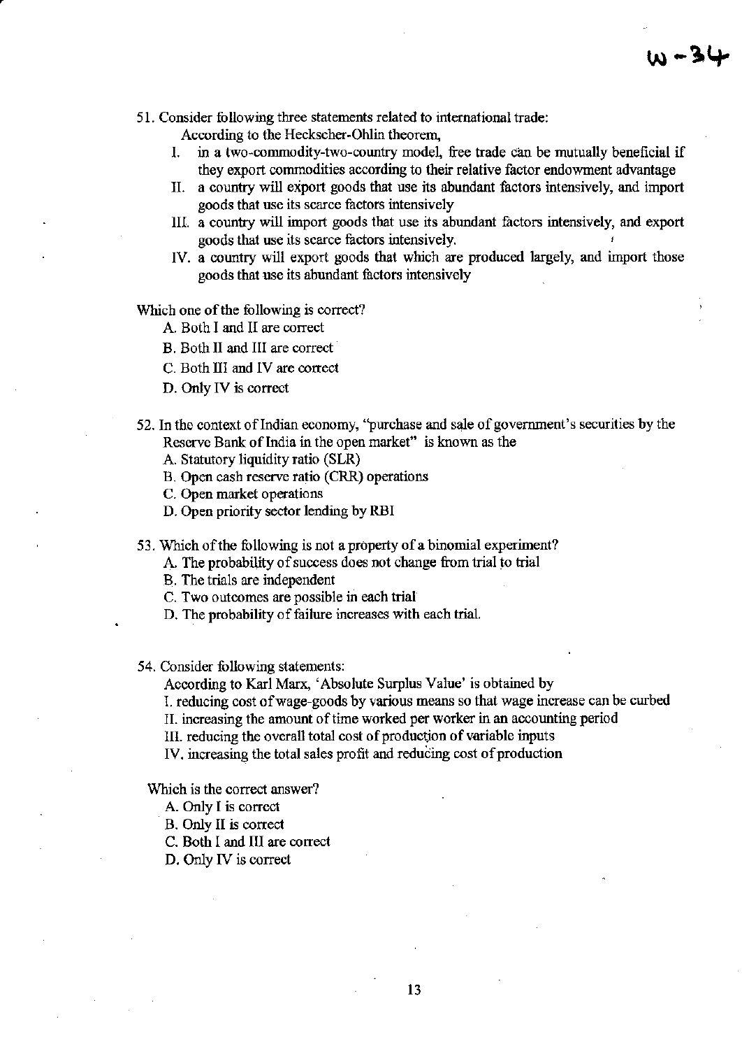51. Consider following three statements related to international trade:

    According to the Heckscher-Ohlin theorem,

    I. in a two-commodity-two-country model, free trade can be mutually beneficial if they export commodities according to their relative factor endowment advantage

    II. a country will export goods that use its abundant factors intensively, and import goods that use its scarce factors intensively

    III. a country will import goods that use its abundant factors intensively, and export goods that use its scarce factors intensively.

    IV. a country will export goods that which are produced largely, and import those goods that use its abundant factors intensively

Which one of the following is correct?

   A. Both I and II are correct

   B. Both II and III are correct

   C. Both III and IV are correct

   D. Only IV is correct

52. In the context of Indian economy, "purchase and sale of government's securities by the Reserve Bank of India in the open market" is known as the

   A. Statutory liquidity ratio (SLR)

   B. Open cash reserve ratio (CRR) operations

   C. Open market operations

   D. Open priority sector lending by RBI

53. Which of the following is not a property of a binomial experiment?

   A. The probability of success does not change from trial to trial

   B. The trials are independent

   C. Two outcomes are possible in each trial

   D. The probability of failure increases with each trial.

54. Consider following statements:

    According to Karl Marx, 'Absolute Surplus Value' is obtained by

    I. reducing cost of wage-goods by various means so that wage increase can be curbed

    II. increasing the amount of time worked per worker in an accounting period

    III. reducing the overall total cost of production of variable inputs

    IV. increasing the total sales profit and reducing cost of production

Which is the correct answer?

   A. Only I is correct

   B. Only II is correct

   C. Both I and III are correct

   D. Only IV is correct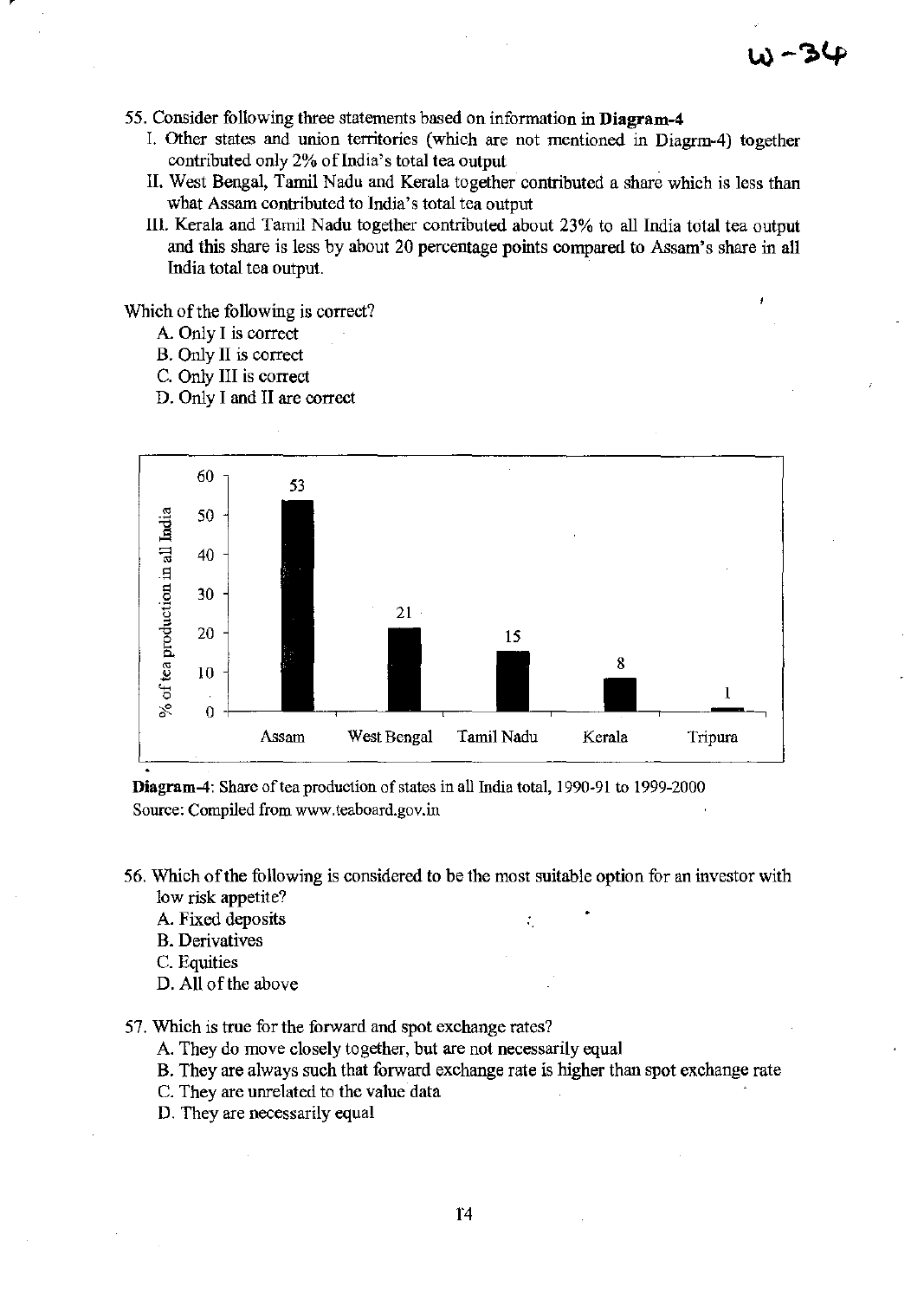55. Consider following three statements based on information in **Diagram-4**

   I. Other states and union territories (which are not mentioned in Diagrm-4) together contributed only 2% of India's total tea output

   II. West Bengal, Tamil Nadu and Kerala together contributed a share which is less than what Assam contributed to India's total tea output

   III. Kerala and Tamil Nadu together contributed about 23% to all India total tea output and this share is less by about 20 percentage points compared to Assam's share in all India total tea output.

Which of the following is correct?

   A. Only I is correct
   B. Only II is correct
   C. Only III is correct
   D. Only I and II are correct

| State | % of tea production in all India |
|---|---|
| Assam | 53 |
| West Bengal | 21 |
| Tamil Nadu | 15 |
| Kerala | 8 |
| Tripura | 1 |

**Diagram-4**: Share of tea production of states in all India total, 1990-91 to 1999-2000
Source: Compiled from www.teaboard.gov.in

56. Which of the following is considered to be the most suitable option for an investor with low risk appetite?

   A. Fixed deposits
   B. Derivatives
   C. Equities
   D. All of the above

57. Which is true for the forward and spot exchange rates?

   A. They do move closely together, but are not necessarily equal
   B. They are always such that forward exchange rate is higher than spot exchange rate
   C. They are unrelated to the value data
   D. They are necessarily equal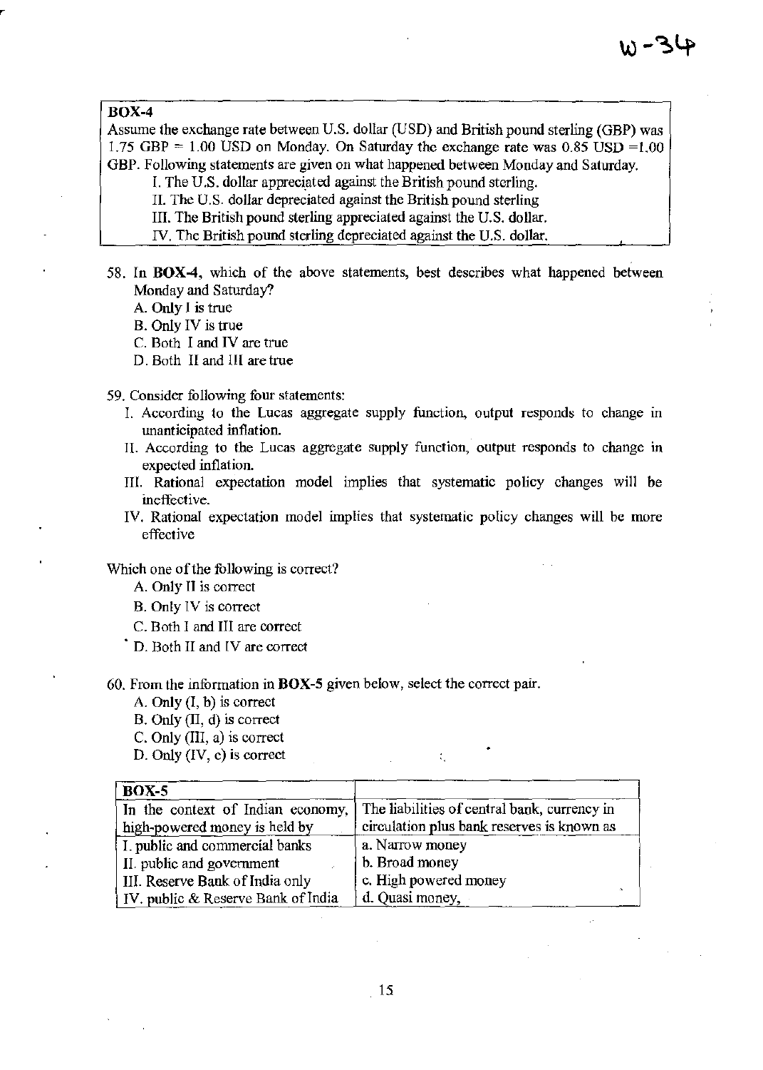W-34

**BOX-4**

Assume the exchange rate between U.S. dollar (USD) and British pound sterling (GBP) was 1.75 GBP = 1.00 USD on Monday. On Saturday the exchange rate was 0.85 USD =1.00 GBP. Following statements are given on what happened between Monday and Saturday.

I. The U.S. dollar appreciated against the British pound sterling.
II. The U.S. dollar depreciated against the British pound sterling
III. The British pound sterling appreciated against the U.S. dollar.
IV. The British pound sterling depreciated against the U.S. dollar.

58. In **BOX-4**, which of the above statements, best describes what happened between Monday and Saturday?

A. Only I is true
B. Only IV is true
C. Both I and IV are true
D. Both II and III are true

59. Consider following four statements:

I. According to the Lucas aggregate supply function, output responds to change in unanticipated inflation.
II. According to the Lucas aggregate supply function, output responds to change in expected inflation.
III. Rational expectation model implies that systematic policy changes will be ineffective.
IV. Rational expectation model implies that systematic policy changes will be more effective

Which one of the following is correct?

A. Only II is correct
B. Only IV is correct
C. Both I and III are correct
D. Both II and IV are correct

60. From the information in **BOX-5** given below, select the correct pair.

A. Only (I, b) is correct
B. Only (II, d) is correct
C. Only (III, a) is correct
D. Only (IV, c) is correct

| **BOX-5** | |
|---|---|
| In the context of Indian economy, high-powered money is held by | The liabilities of central bank, currency in circulation plus bank reserves is known as |
| I. public and commercial banks | a. Narrow money |
| II. public and government | b. Broad money |
| III. Reserve Bank of India only | c. High powered money |
| IV. public & Reserve Bank of India | d. Quasi money, |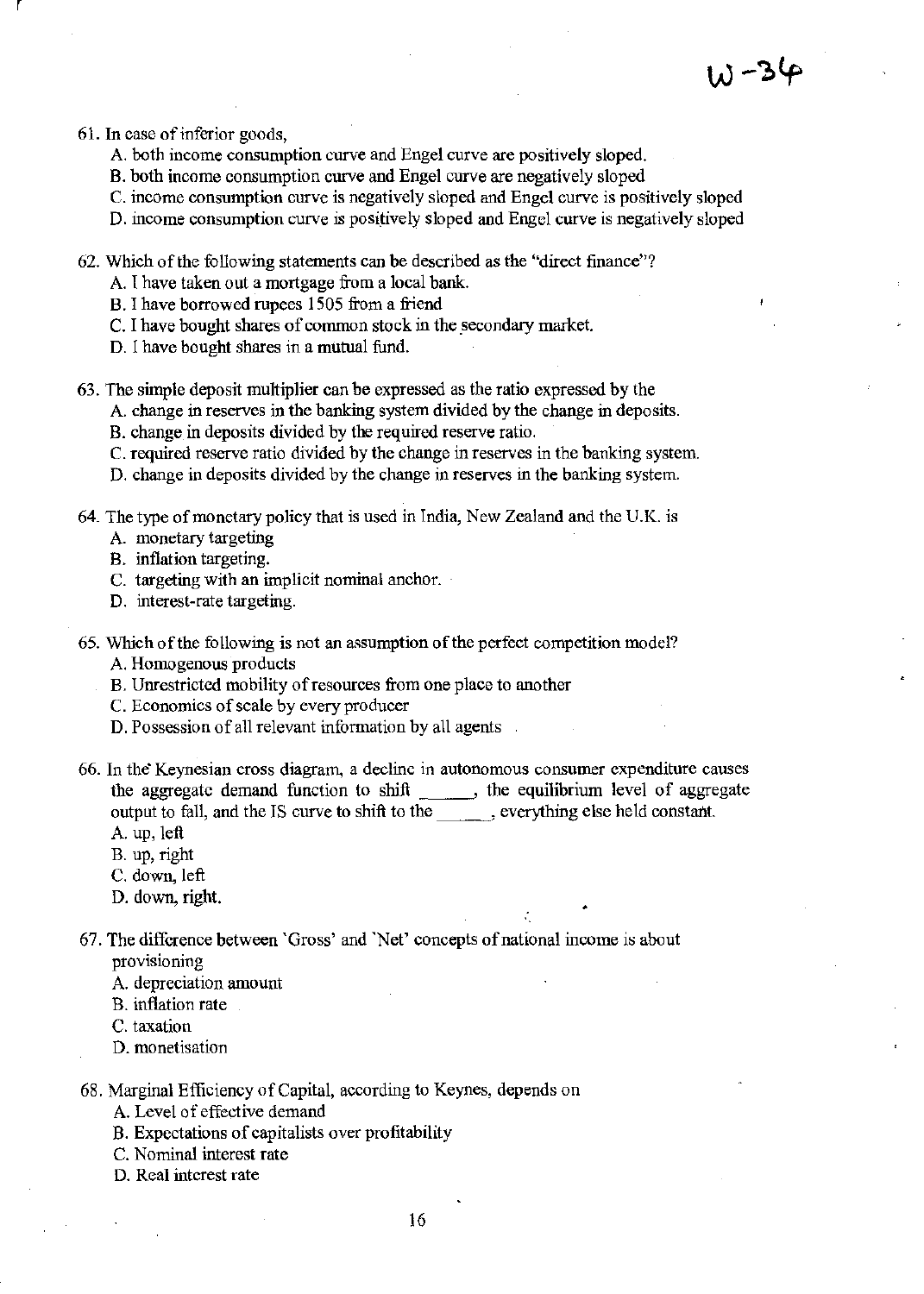W-34

61. In case of inferior goods,
    A. both income consumption curve and Engel curve are positively sloped.
    B. both income consumption curve and Engel curve are negatively sloped
    C. income consumption curve is negatively sloped and Engel curve is positively sloped
    D. income consumption curve is positively sloped and Engel curve is negatively sloped

62. Which of the following statements can be described as the "direct finance"?
    A. I have taken out a mortgage from a local bank.
    B. I have borrowed rupees 1505 from a friend
    C. I have bought shares of common stock in the secondary market.
    D. I have bought shares in a mutual fund.

63. The simple deposit multiplier can be expressed as the ratio expressed by the
    A. change in reserves in the banking system divided by the change in deposits.
    B. change in deposits divided by the required reserve ratio.
    C. required reserve ratio divided by the change in reserves in the banking system.
    D. change in deposits divided by the change in reserves in the banking system.

64. The type of monetary policy that is used in India, New Zealand and the U.K. is
    A. monetary targeting
    B. inflation targeting.
    C. targeting with an implicit nominal anchor.
    D. interest-rate targeting.

65. Which of the following is not an assumption of the perfect competition model?
    A. Homogenous products
    B. Unrestricted mobility of resources from one place to another
    C. Economics of scale by every producer
    D. Possession of all relevant information by all agents

66. In the Keynesian cross diagram, a decline in autonomous consumer expenditure causes the aggregate demand function to shift ______, the equilibrium level of aggregate output to fall, and the IS curve to shift to the ______, everything else held constant.
    A. up, left
    B. up, right
    C. down, left
    D. down, right.

67. The difference between 'Gross' and 'Net' concepts of national income is about provisioning
    A. depreciation amount
    B. inflation rate
    C. taxation
    D. monetisation

68. Marginal Efficiency of Capital, according to Keynes, depends on
    A. Level of effective demand
    B. Expectations of capitalists over profitability
    C. Nominal interest rate
    D. Real interest rate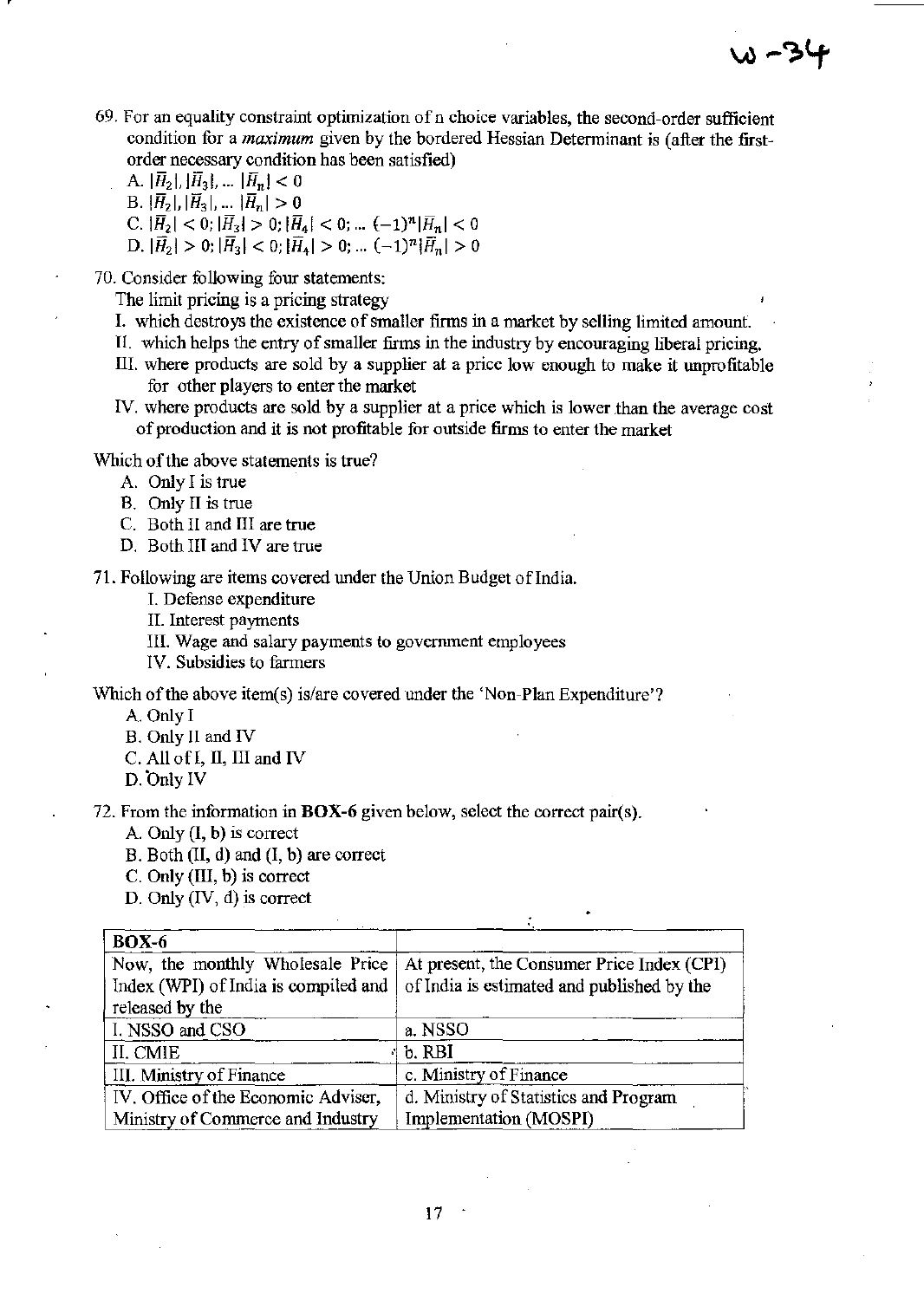W-34

69. For an equality constraint optimization of n choice variables, the second-order sufficient condition for a *maximum* given by the bordered Hessian Determinant is (after the first-order necessary condition has been satisfied)

    A. $|\bar{H}_2|, |\bar{H}_3|, \ldots |\bar{H}_n| < 0$
    B. $|\bar{H}_2|, |\bar{H}_3|, \ldots |\bar{H}_n| > 0$
    C. $|\bar{H}_2| < 0; |\bar{H}_3| > 0; |\bar{H}_4| < 0; \ldots (-1)^n|\bar{H}_n| < 0$
    D. $|\bar{H}_2| > 0; |\bar{H}_3| < 0; |\bar{H}_4| > 0; \ldots (-1)^n|\bar{H}_n| > 0$

70. Consider following four statements:
    The limit pricing is a pricing strategy
    I. which destroys the existence of smaller firms in a market by selling limited amount.
    II. which helps the entry of smaller firms in the industry by encouraging liberal pricing.
    III. where products are sold by a supplier at a price low enough to make it unprofitable for other players to enter the market
    IV. where products are sold by a supplier at a price which is lower than the average cost of production and it is not profitable for outside firms to enter the market

Which of the above statements is true?

    A. Only I is true
    B. Only II is true
    C. Both II and III are true
    D. Both III and IV are true

71. Following are items covered under the Union Budget of India.
    I. Defense expenditure
    II. Interest payments
    III. Wage and salary payments to government employees
    IV. Subsidies to farmers

Which of the above item(s) is/are covered under the 'Non-Plan Expenditure'?

    A. Only I
    B. Only II and IV
    C. All of I, II, III and IV
    D. Only IV

72. From the information in **BOX-6** given below, select the correct pair(s).
    A. Only (I, b) is correct
    B. Both (II, d) and (I, b) are correct
    C. Only (III, b) is correct
    D. Only (IV, d) is correct

| **BOX-6** | |
|---|---|
| Now, the monthly Wholesale Price Index (WPI) of India is compiled and released by the | At present, the Consumer Price Index (CPI) of India is estimated and published by the |
| I. NSSO and CSO | a. NSSO |
| II. CMIE | b. RBI |
| III. Ministry of Finance | c. Ministry of Finance |
| IV. Office of the Economic Adviser, Ministry of Commerce and Industry | d. Ministry of Statistics and Program Implementation (MOSPI) |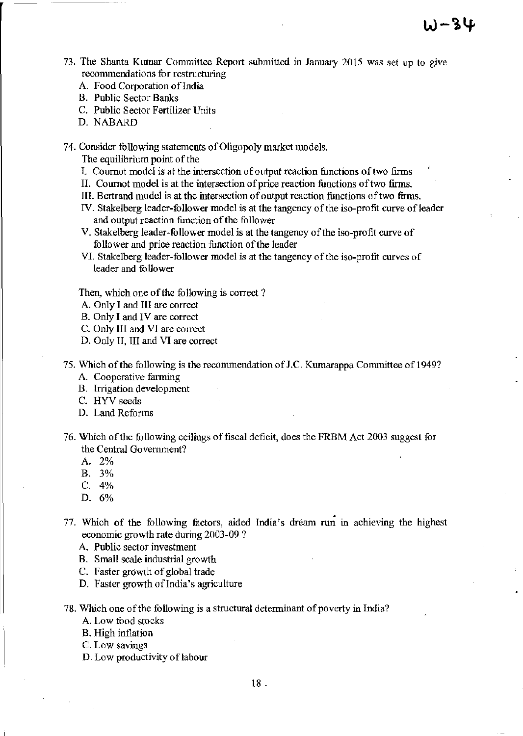73. The Shanta Kumar Committee Report submitted in January 2015 was set up to give recommendations for restructuring
    A. Food Corporation of India
    B. Public Sector Banks
    C. Public Sector Fertilizer Units
    D. NABARD

74. Consider following statements of Oligopoly market models.
    The equilibrium point of the
    I. Cournot model is at the intersection of output reaction functions of two firms
    II. Cournot model is at the intersection of price reaction functions of two firms.
    III. Bertrand model is at the intersection of output reaction functions of two firms.
    IV. Stakelberg leader-follower model is at the tangency of the iso-profit curve of leader and output reaction function of the follower
    V. Stakelberg leader-follower model is at the tangency of the iso-profit curve of follower and price reaction function of the leader
    VI. Stakelberg leader-follower model is at the tangency of the iso-profit curves of leader and follower

    Then, which one of the following is correct ?
    A. Only I and III are correct
    B. Only I and IV are correct
    C. Only III and VI are correct
    D. Only II, III and VI are correct

75. Which of the following is the recommendation of J.C. Kumarappa Committee of 1949?
    A. Cooperative farming
    B. Irrigation development
    C. HYV seeds
    D. Land Reforms

76. Which of the following ceilings of fiscal deficit, does the FRBM Act 2003 suggest for the Central Government?
    A. 2%
    B. 3%
    C. 4%
    D. 6%

77. Which of the following factors, aided India's dream run in achieving the highest economic growth rate during 2003-09 ?
    A. Public sector investment
    B. Small scale industrial growth
    C. Faster growth of global trade
    D. Faster growth of India's agriculture

78. Which one of the following is a structural determinant of poverty in India?
    A. Low food stocks
    B. High inflation
    C. Low savings
    D. Low productivity of labour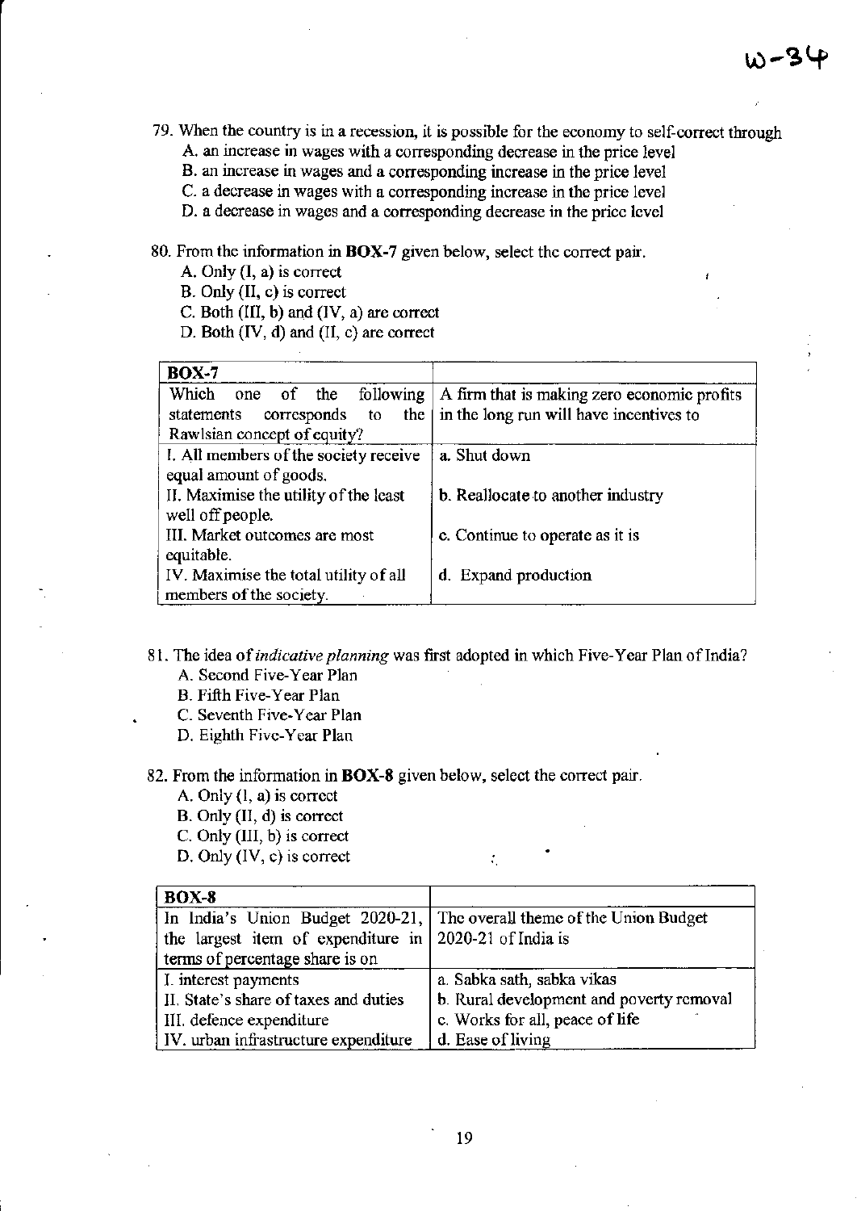79. When the country is in a recession, it is possible for the economy to self-correct through
    A. an increase in wages with a corresponding decrease in the price level
    B. an increase in wages and a corresponding increase in the price level
    C. a decrease in wages with a corresponding increase in the price level
    D. a decrease in wages and a corresponding decrease in the price level

80. From the information in **BOX-7** given below, select the correct pair.
    A. Only (I, a) is correct
    B. Only (II, c) is correct
    C. Both (III, b) and (IV, a) are correct
    D. Both (IV, d) and (II, c) are correct

| **BOX-7** | |
|---|---|
| Which one of the following statements corresponds to the Rawlsian concept of equity? | A firm that is making zero economic profits in the long run will have incentives to |
| I. All members of the society receive equal amount of goods. | a. Shut down |
| II. Maximise the utility of the least well off people. | b. Reallocate to another industry |
| III. Market outcomes are most equitable. | c. Continue to operate as it is |
| IV. Maximise the total utility of all members of the society. | d. Expand production |

81. The idea of *indicative planning* was first adopted in which Five-Year Plan of India?
    A. Second Five-Year Plan
    B. Fifth Five-Year Plan
    C. Seventh Five-Year Plan
    D. Eighth Five-Year Plan

82. From the information in **BOX-8** given below, select the correct pair.
    A. Only (I, a) is correct
    B. Only (II, d) is correct
    C. Only (III, b) is correct
    D. Only (IV, c) is correct

| **BOX-8** | |
|---|---|
| In India's Union Budget 2020-21, the largest item of expenditure in terms of percentage share is on | The overall theme of the Union Budget 2020-21 of India is |
| I. interest payments | a. Sabka sath, sabka vikas |
| II. State's share of taxes and duties | b. Rural development and poverty removal |
| III. defence expenditure | c. Works for all, peace of life |
| IV. urban infrastructure expenditure | d. Ease of living |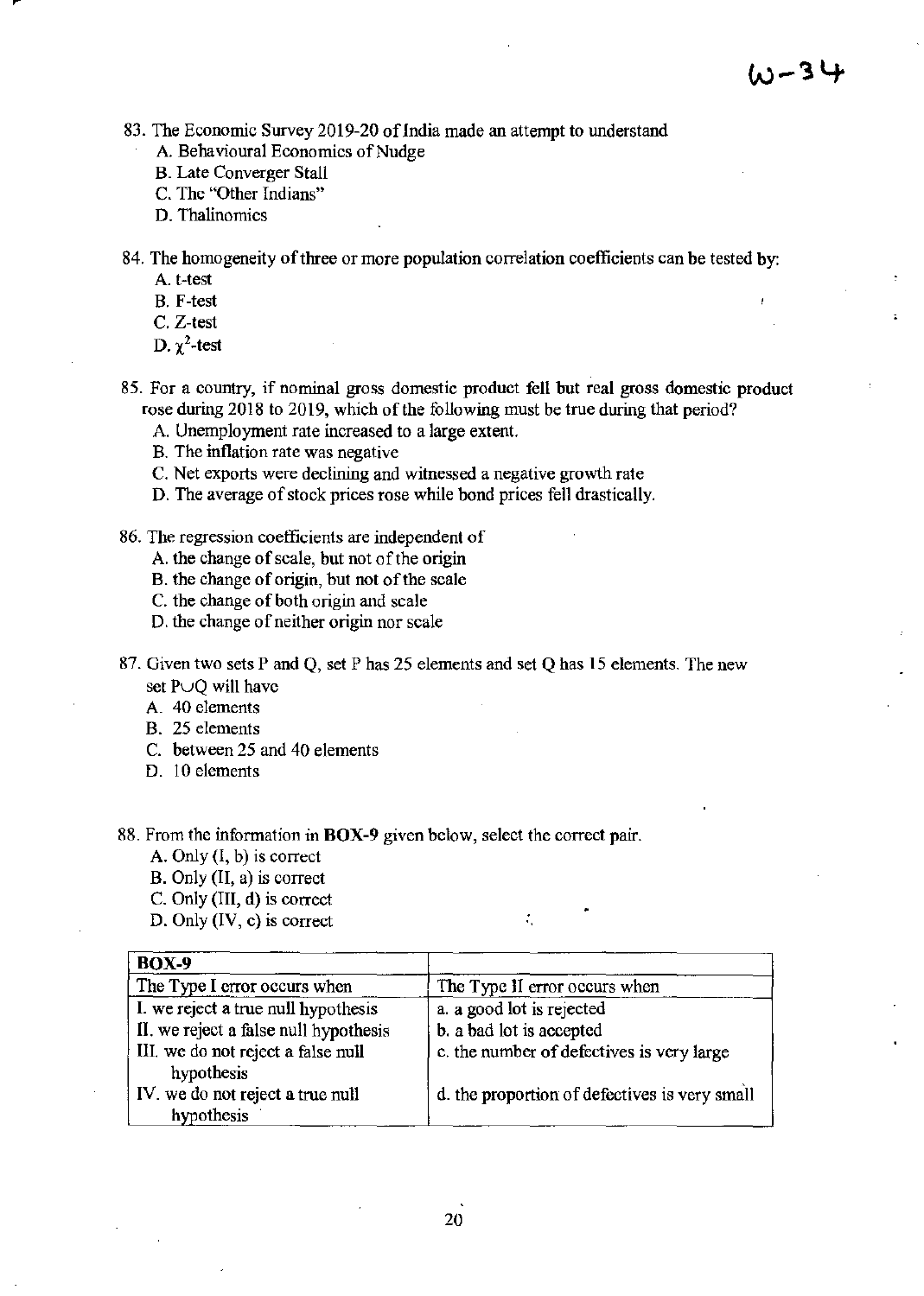83. The Economic Survey 2019-20 of India made an attempt to understand
   A. Behavioural Economics of Nudge
   B. Late Converger Stall
   C. The "Other Indians"
   D. Thalinomics

84. The homogeneity of three or more population correlation coefficients can be tested by:
   A. t-test
   B. F-test
   C. Z-test
   D. $\chi^2$-test

85. For a country, if nominal gross domestic product fell but real gross domestic product rose during 2018 to 2019, which of the following must be true during that period?
   A. Unemployment rate increased to a large extent.
   B. The inflation rate was negative
   C. Net exports were declining and witnessed a negative growth rate
   D. The average of stock prices rose while bond prices fell drastically.

86. The regression coefficients are independent of
   A. the change of scale, but not of the origin
   B. the change of origin, but not of the scale
   C. the change of both origin and scale
   D. the change of neither origin nor scale

87. Given two sets P and Q, set P has 25 elements and set Q has 15 elements. The new set $P \cup Q$ will have
   A. 40 elements
   B. 25 elements
   C. between 25 and 40 elements
   D. 10 elements

88. From the information in **BOX-9** given below, select the correct pair.
   A. Only (I, b) is correct
   B. Only (II, a) is correct
   C. Only (III, d) is correct
   D. Only (IV, c) is correct

| **BOX-9** | |
|---|---|
| The Type I error occurs when | The Type II error occurs when |
| I. we reject a true null hypothesis | a. a good lot is rejected |
| II. we reject a false null hypothesis | b. a bad lot is accepted |
| III. we do not reject a false null hypothesis | c. the number of defectives is very large |
| IV. we do not reject a true null hypothesis | d. the proportion of defectives is very small |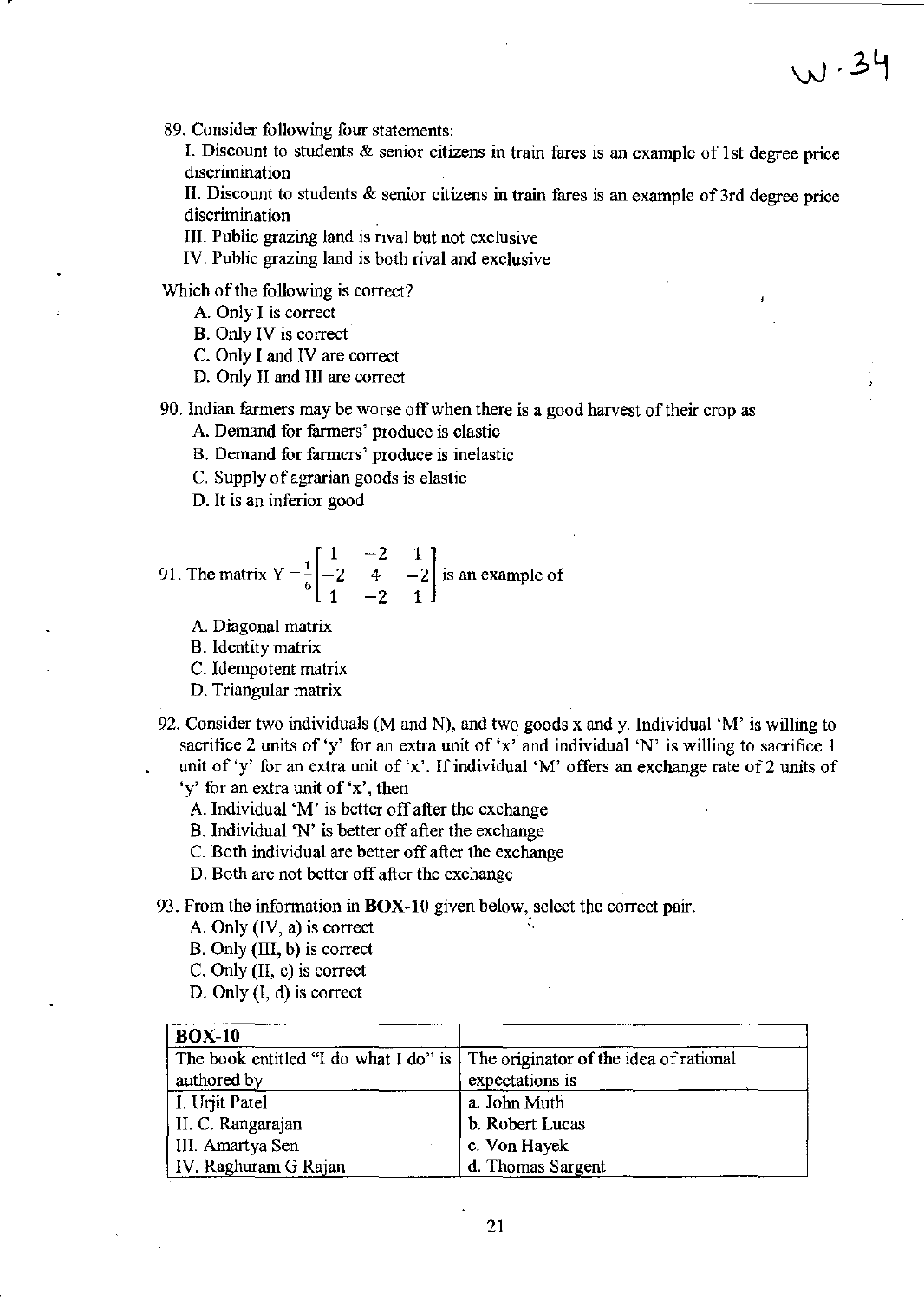89. Consider following four statements:

I. Discount to students & senior citizens in train fares is an example of 1st degree price discrimination

II. Discount to students & senior citizens in train fares is an example of 3rd degree price discrimination

III. Public grazing land is rival but not exclusive

IV. Public grazing land is both rival and exclusive

Which of the following is correct?

A. Only I is correct
B. Only IV is correct
C. Only I and IV are correct
D. Only II and III are correct

90. Indian farmers may be worse off when there is a good harvest of their crop as

A. Demand for farmers' produce is elastic
B. Demand for farmers' produce is inelastic
C. Supply of agrarian goods is elastic
D. It is an inferior good

91. The matrix $Y = \frac{1}{6}\begin{bmatrix} 1 & -2 & 1 \\ -2 & 4 & -2 \\ 1 & -2 & 1 \end{bmatrix}$ is an example of

A. Diagonal matrix
B. Identity matrix
C. Idempotent matrix
D. Triangular matrix

92. Consider two individuals (M and N), and two goods x and y. Individual 'M' is willing to sacrifice 2 units of 'y' for an extra unit of 'x' and individual 'N' is willing to sacrifice 1 unit of 'y' for an extra unit of 'x'. If individual 'M' offers an exchange rate of 2 units of 'y' for an extra unit of 'x', then

A. Individual 'M' is better off after the exchange
B. Individual 'N' is better off after the exchange
C. Both individual are better off after the exchange
D. Both are not better off after the exchange

93. From the information in **BOX-10** given below, select the correct pair.

A. Only (IV, a) is correct
B. Only (III, b) is correct
C. Only (II, c) is correct
D. Only (I, d) is correct

| **BOX-10** | |
|---|---|
| The book entitled "I do what I do" is authored by | The originator of the idea of rational expectations is |
| I. Urjit Patel | a. John Muth |
| II. C. Rangarajan | b. Robert Lucas |
| III. Amartya Sen | c. Von Hayek |
| IV. Raghuram G Rajan | d. Thomas Sargent |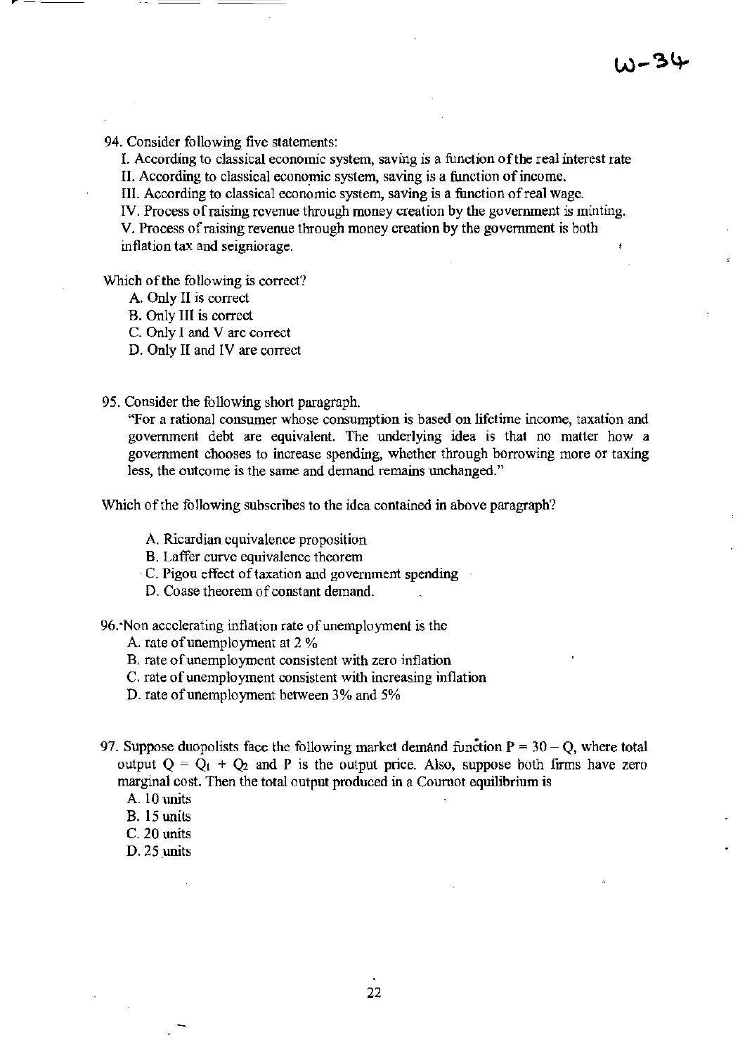94. Consider following five statements:

I. According to classical economic system, saving is a function of the real interest rate

II. According to classical economic system, saving is a function of income.

III. According to classical economic system, saving is a function of real wage.

IV. Process of raising revenue through money creation by the government is minting.

V. Process of raising revenue through money creation by the government is both inflation tax and seigniorage.

Which of the following is correct?

A. Only II is correct

B. Only III is correct

C. Only I and V are correct

D. Only II and IV are correct

95. Consider the following short paragraph.

"For a rational consumer whose consumption is based on lifetime income, taxation and government debt are equivalent. The underlying idea is that no matter how a government chooses to increase spending, whether through borrowing more or taxing less, the outcome is the same and demand remains unchanged."

Which of the following subscribes to the idea contained in above paragraph?

A. Ricardian equivalence proposition

B. Laffer curve equivalence theorem

C. Pigou effect of taxation and government spending

D. Coase theorem of constant demand.

96. Non accelerating inflation rate of unemployment is the

A. rate of unemployment at 2 %

B. rate of unemployment consistent with zero inflation

C. rate of unemployment consistent with increasing inflation

D. rate of unemployment between 3% and 5%

97. Suppose duopolists face the following market demand function $P = 30 - Q$, where total output $Q = Q_1 + Q_2$ and P is the output price. Also, suppose both firms have zero marginal cost. Then the total output produced in a Cournot equilibrium is

A. 10 units

B. 15 units

C. 20 units

D. 25 units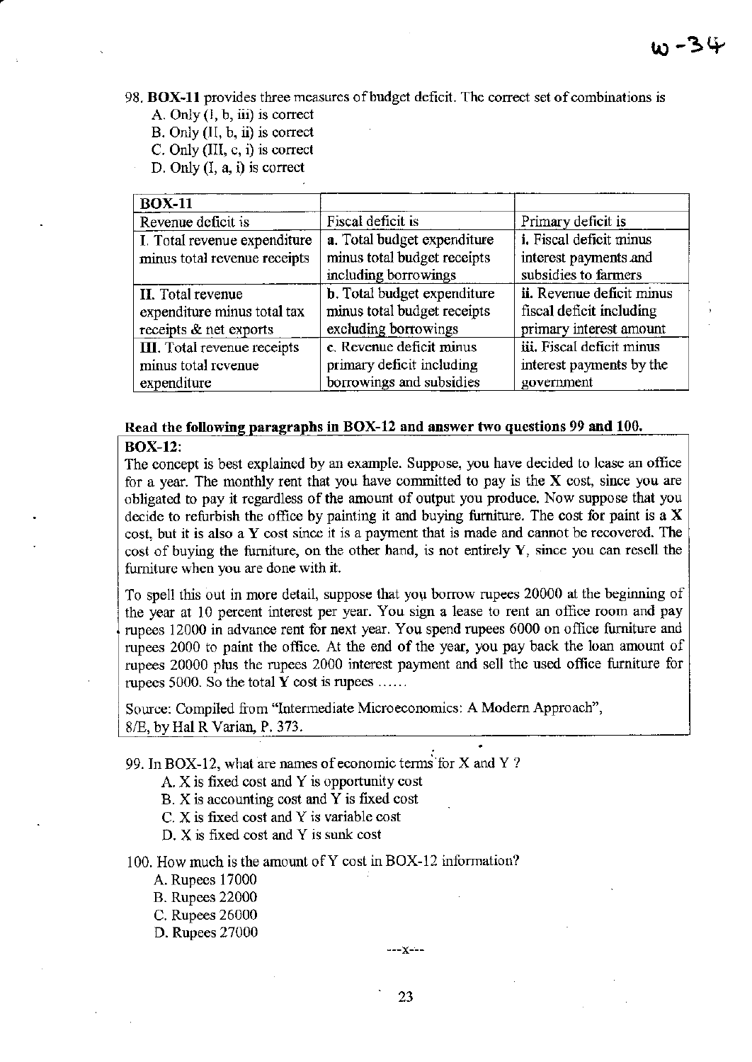98. **BOX-11** provides three measures of budget deficit. The correct set of combinations is

A. Only (I, b, iii) is correct
B. Only (II, b, ii) is correct
C. Only (III, c, i) is correct
D. Only (I, a, i) is correct

| **BOX-11** | | |
|---|---|---|
| Revenue deficit is | Fiscal deficit is | Primary deficit is |
| **I.** Total revenue expenditure minus total revenue receipts | **a.** Total budget expenditure minus total budget receipts including borrowings | **i.** Fiscal deficit minus interest payments and subsidies to farmers |
| **II.** Total revenue expenditure minus total tax receipts & net exports | **b.** Total budget expenditure minus total budget receipts excluding borrowings | **ii.** Revenue deficit minus fiscal deficit including primary interest amount |
| **III.** Total revenue receipts minus total revenue expenditure | **c.** Revenue deficit minus primary deficit including borrowings and subsidies | **iii.** Fiscal deficit minus interest payments by the government |

**Read the following paragraphs in BOX-12 and answer two questions 99 and 100.**

**BOX-12:**

The concept is best explained by an example. Suppose, you have decided to lease an office for a year. The monthly rent that you have committed to pay is the **X** cost, since you are obligated to pay it regardless of the amount of output you produce. Now suppose that you decide to refurbish the office by painting it and buying furniture. The cost for paint is a **X** cost, but it is also a **Y** cost since it is a payment that is made and cannot be recovered. The cost of buying the furniture, on the other hand, is not entirely **Y**, since you can resell the furniture when you are done with it.

To spell this out in more detail, suppose that you borrow rupees 20000 at the beginning of the year at 10 percent interest per year. You sign a lease to rent an office room and pay rupees 12000 in advance rent for next year. You spend rupees 6000 on office furniture and rupees 2000 to paint the office. At the end of the year, you pay back the loan amount of rupees 20000 plus the rupees 2000 interest payment and sell the used office furniture for rupees 5000. So the total **Y** cost is rupees ……

Source: Compiled from "Intermediate Microeconomics: A Modern Approach", 8/E, by Hal R Varian, P. 373.

99. In BOX-12, what are names of economic terms for X and Y ?

A. X is fixed cost and Y is opportunity cost
B. X is accounting cost and Y is fixed cost
C. X is fixed cost and Y is variable cost
D. X is fixed cost and Y is sunk cost

100. How much is the amount of Y cost in BOX-12 information?

A. Rupees 17000
B. Rupees 22000
C. Rupees 26000
D. Rupees 27000

---x---